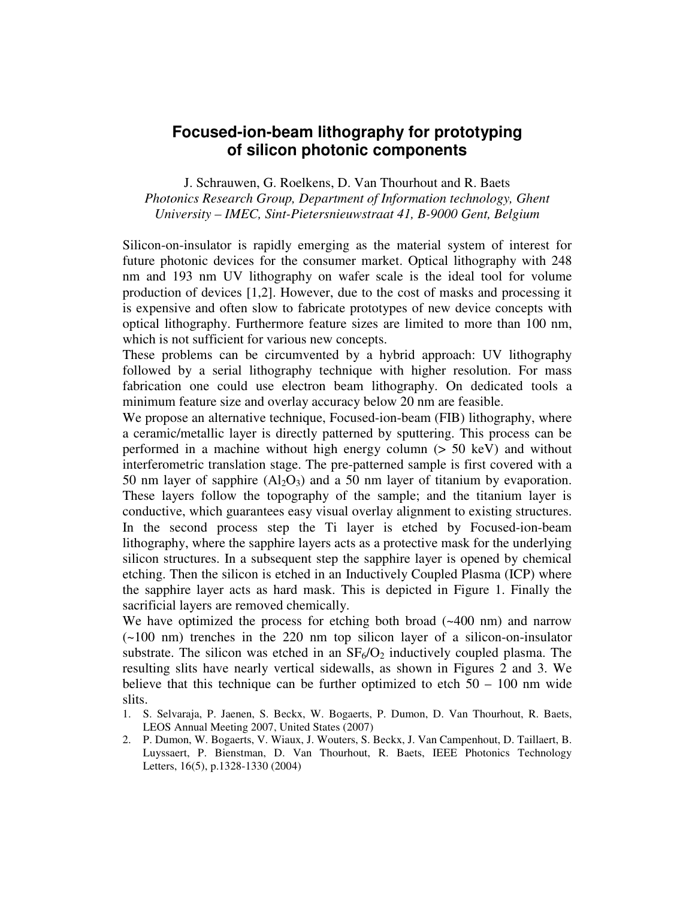# Focused-ion-beam lithography for prototyping of silicon photonic components

J. Schrauwen, G. Roelkens, D. Van Thourhout and R. Baets

*Photonics Research Group, Department of Information technology, Ghent University – IMEC, Sint-Pietersnieuwstraat 41, B-9000 Gent, Belgium*

Silicon-on-insulator is rapidly emerging as the material system of interest for future photonic devices for the consumer market. Optical lithography with 248 nm and 193 nm UV lithography on wafer scale is the ideal tool for volume production of devices [1,2]. However, due to the cost of masks and processing it is expensive and often slow to fabricate prototypes of new device concepts with optical lithography. Furthermore feature sizes are limited to more than 100 nm, which is not sufficient for various new concepts.

These problems can be circumvented by a hybrid approach: UV lithography followed by a serial lithography technique with higher resolution. For mass fabrication one could use electron beam lithography. On dedicated tools a minimum feature size and overlay accuracy below 20 nm are feasible.

We propose an alternative technique, Focused-ion-beam (FIB) lithography, where a ceramic/metallic layer is directly patterned by sputtering. This process can be performed in a machine without high energy column (> 50 keV) and without interferometric translation stage. The pre-patterned sample is first covered with a 50 nm layer of sapphire ($Al_2O_3$) and a 50 nm layer of titanium by evaporation. These layers follow the topography of the sample; and the titanium layer is conductive, which guarantees easy visual overlay alignment to existing structures. In the second process step the Ti layer is etched by Focused-ion-beam lithography, where the sapphire layers acts as a protective mask for the underlying silicon structures. In a subsequent step the sapphire layer is opened by chemical etching. Then the silicon is etched in an Inductively Coupled Plasma (ICP) where the sapphire layer acts as hard mask. This is depicted in Figure 1. Finally the sacrificial layers are removed chemically.

We have optimized the process for etching both broad (~400 nm) and narrow (~100 nm) trenches in the 220 nm top silicon layer of a silicon-on-insulator substrate. The silicon was etched in an $SF_6/O_2$ inductively coupled plasma. The resulting slits have nearly vertical sidewalls, as shown in Figures 2 and 3. We believe that this technique can be further optimized to etch 50 – 100 nm wide slits.

1. S. Selvaraja, P. Jaenen, S. Beckx, W. Bogaerts, P. Dumon, D. Van Thourhout, R. Baets, LEOS Annual Meeting 2007, United States (2007)
2. P. Dumon, W. Bogaerts, V. Wiaux, J. Wouters, S. Beckx, J. Van Campenhout, D. Taillaert, B. Luyssaert, P. Bienstman, D. Van Thourhout, R. Baets, IEEE Photonics Technology Letters, 16(5), p.1328-1330 (2004)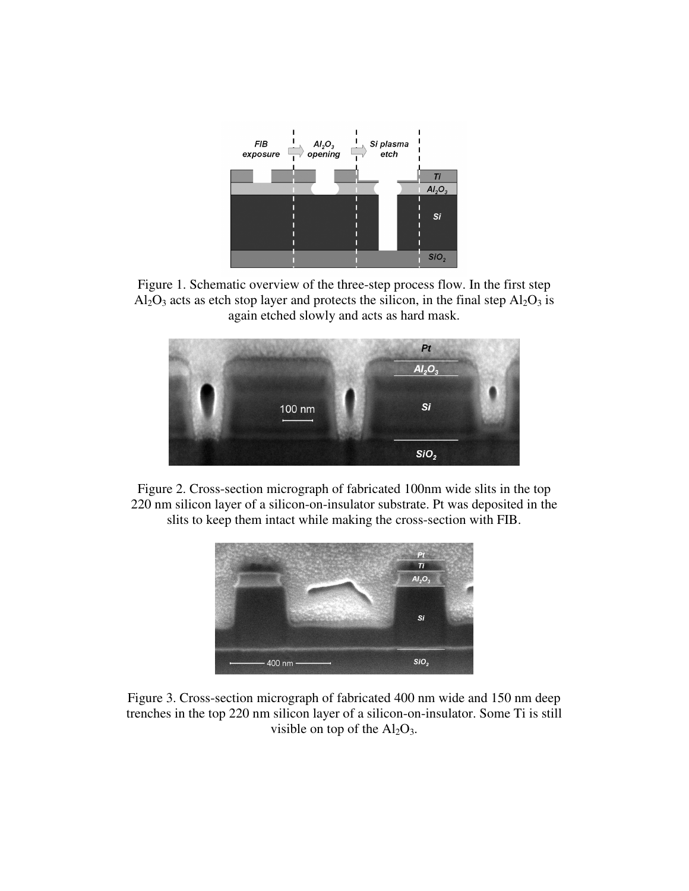FIB exposure

$Al_2O_3$ opening

Si plasma etch

Ti

$Al_2O_3$

Si

$SiO_2$

Figure 1. Schematic overview of the three-step process flow. In the first step $Al_2O_3$ acts as etch stop layer and protects the silicon, in the final step $Al_2O_3$ is again etched slowly and acts as hard mask.

Pt

$Al_2O_3$

Si

$SiO_2$

100 nm

Figure 2. Cross-section micrograph of fabricated 100nm wide slits in the top 220 nm silicon layer of a silicon-on-insulator substrate. Pt was deposited in the slits to keep them intact while making the cross-section with FIB.

Pt

Ti

$Al_2O_3$

Si

$SiO_2$

400 nm

Figure 3. Cross-section micrograph of fabricated 400 nm wide and 150 nm deep trenches in the top 220 nm silicon layer of a silicon-on-insulator. Some Ti is still visible on top of the $Al_2O_3$.